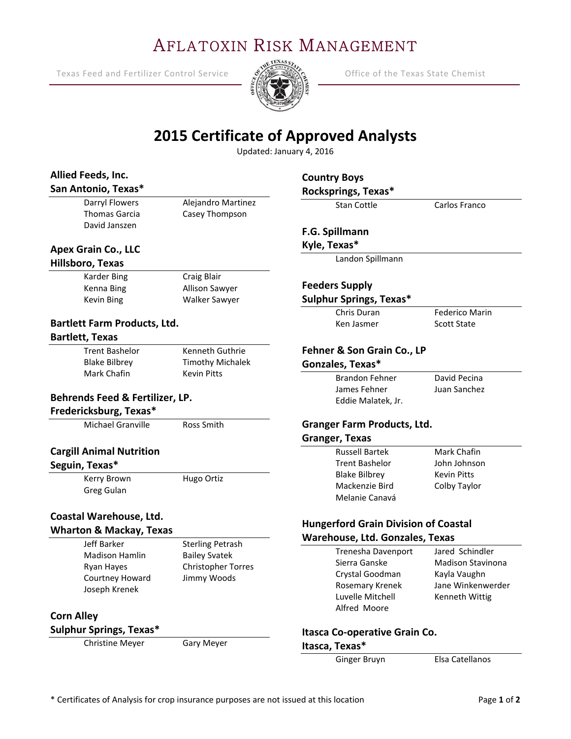# Aflatoxin Risk Management

Texas Feed and Fertilizer Control Service — Office of the Texas State Chemist

## 2015 Certificate of Approved Analysts

Updated: January 4, 2016

### Allied Feeds, Inc.
### San Antonio, Texas*

- Darryl Flowers
- Thomas Garcia
- David Janszen
- Alejandro Martinez
- Casey Thompson

### Apex Grain Co., LLC
### Hillsboro, Texas

- Karder Bing
- Kenna Bing
- Kevin Bing
- Craig Blair
- Allison Sawyer
- Walker Sawyer

### Bartlett Farm Products, Ltd.
### Bartlett, Texas

- Trent Bashelor
- Blake Bilbrey
- Mark Chafin
- Kenneth Guthrie
- Timothy Michalek
- Kevin Pitts

### Behrends Feed & Fertilizer, LP.
### Fredericksburg, Texas*

- Michael Granville
- Ross Smith

### Cargill Animal Nutrition
### Seguin, Texas*

- Kerry Brown
- Greg Gulan
- Hugo Ortiz

### Coastal Warehouse, Ltd.
### Wharton & Mackay, Texas

- Jeff Barker
- Madison Hamlin
- Ryan Hayes
- Courtney Howard
- Joseph Krenek
- Sterling Petrash
- Bailey Svatek
- Christopher Torres
- Jimmy Woods

### Corn Alley
### Sulphur Springs, Texas*

- Christine Meyer
- Gary Meyer

### Country Boys
### Rocksprings, Texas*

- Stan Cottle
- Carlos Franco

### F.G. Spillmann
### Kyle, Texas*

- Landon Spillmann

### Feeders Supply
### Sulphur Springs, Texas*

- Chris Duran
- Ken Jasmer
- Federico Marin
- Scott State

### Fehner & Son Grain Co., LP
### Gonzales, Texas*

- Brandon Fehner
- James Fehner
- Eddie Malatek, Jr.
- David Pecina
- Juan Sanchez

### Granger Farm Products, Ltd.
### Granger, Texas

- Russell Bartek
- Trent Bashelor
- Blake Bilbrey
- Mackenzie Bird
- Melanie Canavá
- Mark Chafin
- John Johnson
- Kevin Pitts
- Colby Taylor

### Hungerford Grain Division of Coastal Warehouse, Ltd. Gonzales, Texas

- Trenesha Davenport
- Sierra Ganske
- Crystal Goodman
- Rosemary Krenek
- Luvelle Mitchell
- Alfred Moore
- Jared Schindler
- Madison Stavinona
- Kayla Vaughn
- Jane Winkenwerder
- Kenneth Wittig

### Itasca Co-operative Grain Co.
### Itasca, Texas*

- Ginger Bruyn
- Elsa Catellanos

* Certificates of Analysis for crop insurance purposes are not issued at this location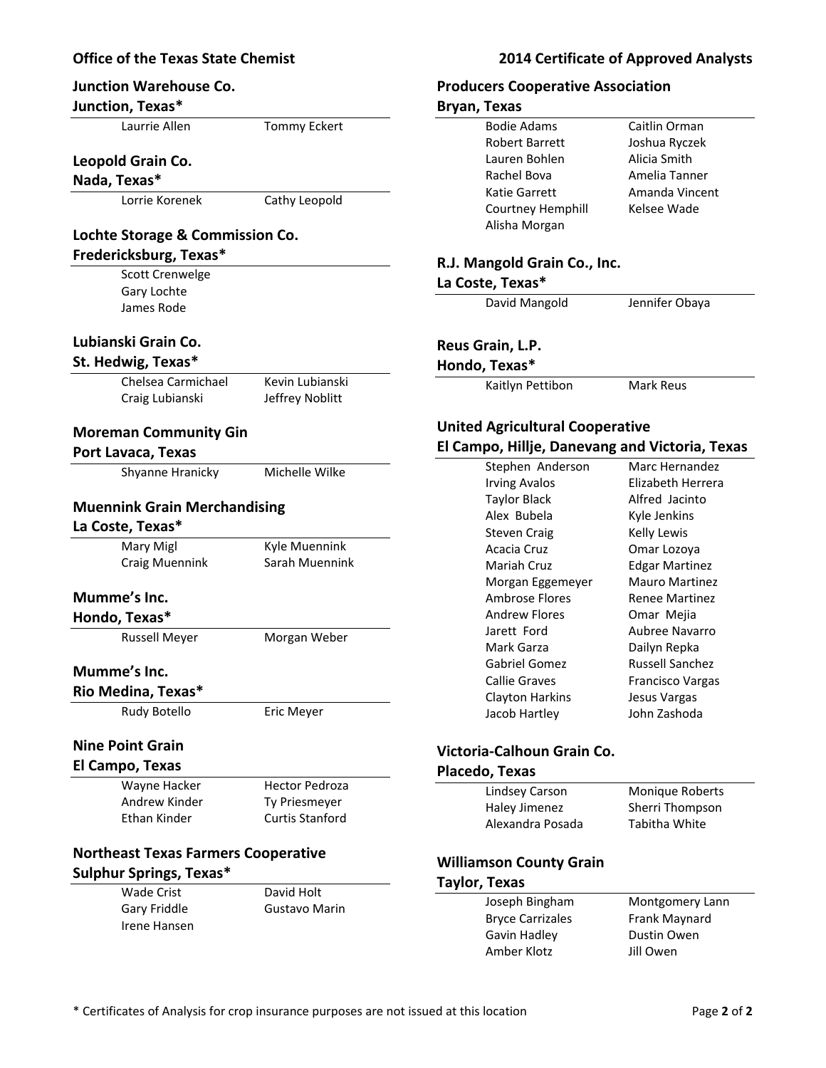## Junction Warehouse Co.
### Junction, Texas*

| | |
|---|---|
| Laurrie Allen | Tommy Eckert |

## Leopold Grain Co.
### Nada, Texas*

| | |
|---|---|
| Lorrie Korenek | Cathy Leopold |

## Lochte Storage & Commission Co.
### Fredericksburg, Texas*

- Scott Crenwelge
- Gary Lochte
- James Rode

## Lubianski Grain Co.
### St. Hedwig, Texas*

| | |
|---|---|
| Chelsea Carmichael | Kevin Lubianski |
| Craig Lubianski | Jeffrey Noblitt |

## Moreman Community Gin
### Port Lavaca, Texas

| | |
|---|---|
| Shyanne Hranicky | Michelle Wilke |

## Muennink Grain Merchandising
### La Coste, Texas*

| | |
|---|---|
| Mary Migl | Kyle Muennink |
| Craig Muennink | Sarah Muennink |

## Mumme's Inc.
### Hondo, Texas*

| | |
|---|---|
| Russell Meyer | Morgan Weber |

## Mumme's Inc.
### Rio Medina, Texas*

| | |
|---|---|
| Rudy Botello | Eric Meyer |

## Nine Point Grain
### El Campo, Texas

| | |
|---|---|
| Wayne Hacker | Hector Pedroza |
| Andrew Kinder | Ty Priesmeyer |
| Ethan Kinder | Curtis Stanford |

## Northeast Texas Farmers Cooperative
### Sulphur Springs, Texas*

| | |
|---|---|
| Wade Crist | David Holt |
| Gary Friddle | Gustavo Marin |
| Irene Hansen | |

## Producers Cooperative Association
### Bryan, Texas

| | |
|---|---|
| Bodie Adams | Caitlin Orman |
| Robert Barrett | Joshua Ryczek |
| Lauren Bohlen | Alicia Smith |
| Rachel Bova | Amelia Tanner |
| Katie Garrett | Amanda Vincent |
| Courtney Hemphill | Kelsee Wade |
| Alisha Morgan | |

## R.J. Mangold Grain Co., Inc.
### La Coste, Texas*

| | |
|---|---|
| David Mangold | Jennifer Obaya |

## Reus Grain, L.P.
### Hondo, Texas*

| | |
|---|---|
| Kaitlyn Pettibon | Mark Reus |

## United Agricultural Cooperative
### El Campo, Hillje, Danevang and Victoria, Texas

| | |
|---|---|
| Stephen Anderson | Marc Hernandez |
| Irving Avalos | Elizabeth Herrera |
| Taylor Black | Alfred Jacinto |
| Alex Bubela | Kyle Jenkins |
| Steven Craig | Kelly Lewis |
| Acacia Cruz | Omar Lozoya |
| Mariah Cruz | Edgar Martinez |
| Morgan Eggemeyer | Mauro Martinez |
| Ambrose Flores | Renee Martinez |
| Andrew Flores | Omar Mejia |
| Jarett Ford | Aubree Navarro |
| Mark Garza | Dailyn Repka |
| Gabriel Gomez | Russell Sanchez |
| Callie Graves | Francisco Vargas |
| Clayton Harkins | Jesus Vargas |
| Jacob Hartley | John Zashoda |

## Victoria-Calhoun Grain Co.
### Placedo, Texas

| | |
|---|---|
| Lindsey Carson | Monique Roberts |
| Haley Jimenez | Sherri Thompson |
| Alexandra Posada | Tabitha White |

## Williamson County Grain
### Taylor, Texas

| | |
|---|---|
| Joseph Bingham | Montgomery Lann |
| Bryce Carrizales | Frank Maynard |
| Gavin Hadley | Dustin Owen |
| Amber Klotz | Jill Owen |

* Certificates of Analysis for crop insurance purposes are not issued at this location